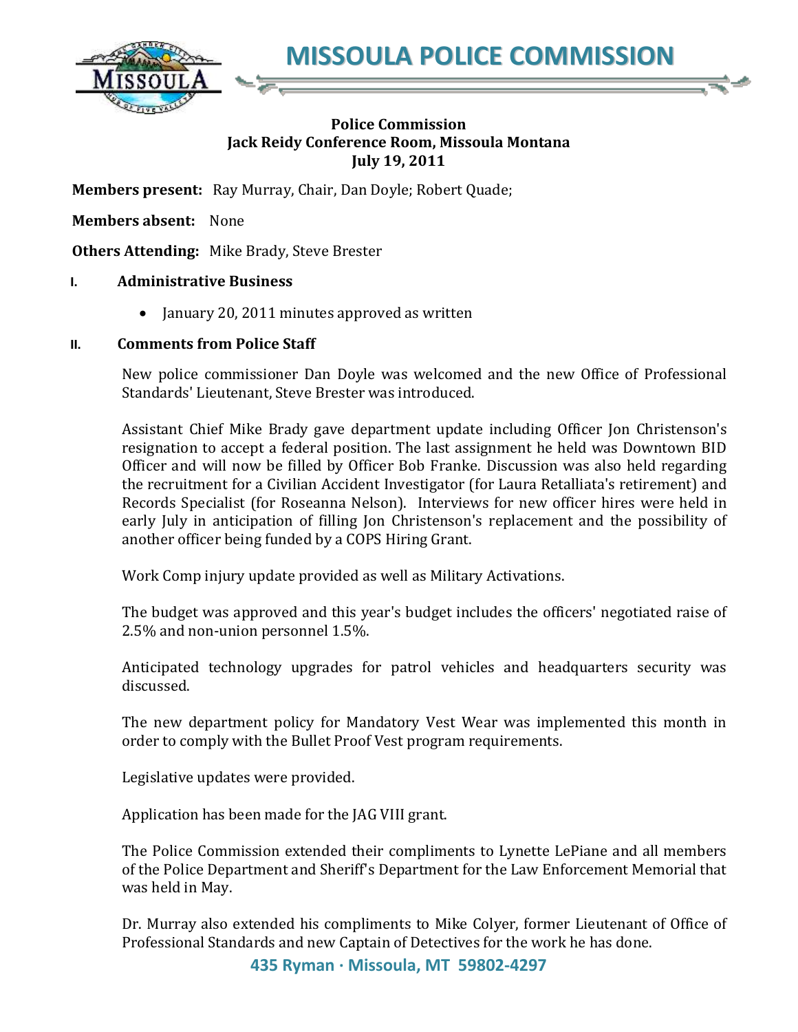# MISSOULA POLICE COMMISSION

**Police Commission**
**Jack Reidy Conference Room, Missoula Montana**
**July 19, 2011**

**Members present:** Ray Murray, Chair, Dan Doyle; Robert Quade;

**Members absent:** None

**Others Attending:** Mike Brady, Steve Brester

## I. Administrative Business

- January 20, 2011 minutes approved as written

## II. Comments from Police Staff

New police commissioner Dan Doyle was welcomed and the new Office of Professional Standards' Lieutenant, Steve Brester was introduced.

Assistant Chief Mike Brady gave department update including Officer Jon Christenson's resignation to accept a federal position. The last assignment he held was Downtown BID Officer and will now be filled by Officer Bob Franke. Discussion was also held regarding the recruitment for a Civilian Accident Investigator (for Laura Retalliata's retirement) and Records Specialist (for Roseanna Nelson). Interviews for new officer hires were held in early July in anticipation of filling Jon Christenson's replacement and the possibility of another officer being funded by a COPS Hiring Grant.

Work Comp injury update provided as well as Military Activations.

The budget was approved and this year's budget includes the officers' negotiated raise of 2.5% and non-union personnel 1.5%.

Anticipated technology upgrades for patrol vehicles and headquarters security was discussed.

The new department policy for Mandatory Vest Wear was implemented this month in order to comply with the Bullet Proof Vest program requirements.

Legislative updates were provided.

Application has been made for the JAG VIII grant.

The Police Commission extended their compliments to Lynette LePiane and all members of the Police Department and Sheriff's Department for the Law Enforcement Memorial that was held in May.

Dr. Murray also extended his compliments to Mike Colyer, former Lieutenant of Office of Professional Standards and new Captain of Detectives for the work he has done.

435 Ryman · Missoula, MT 59802-4297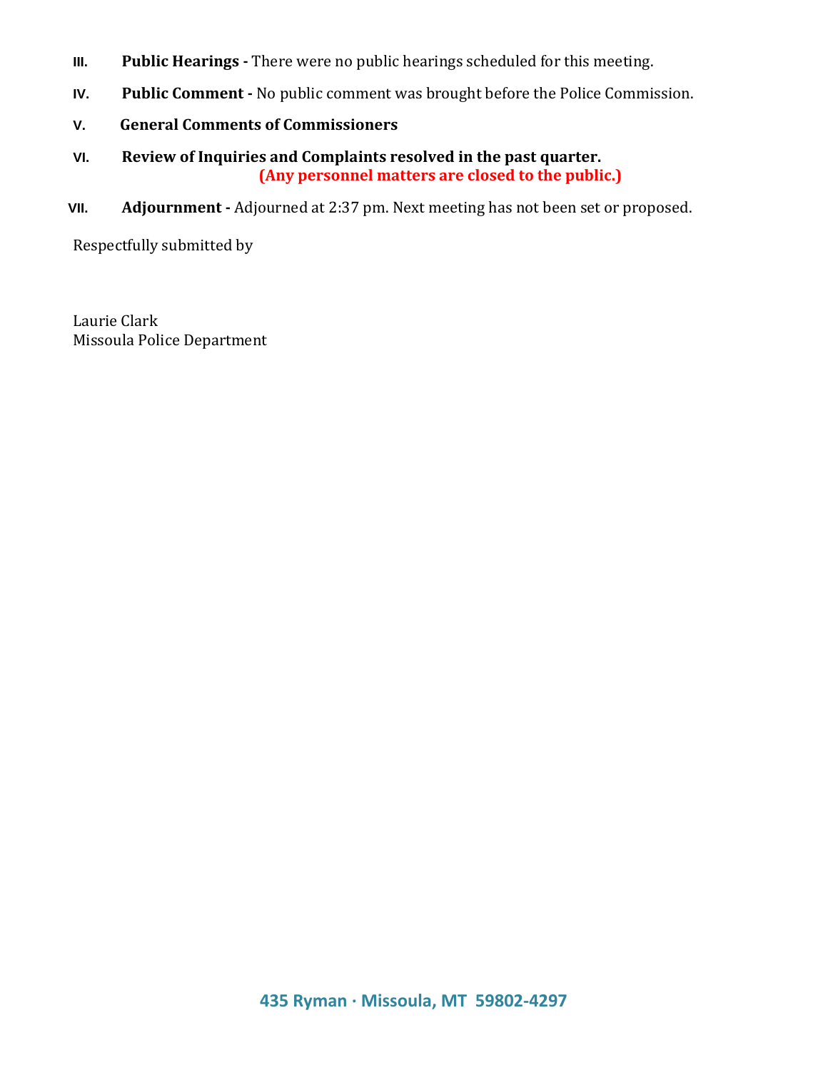III. **Public Hearings -** There were no public hearings scheduled for this meeting.

IV. **Public Comment -** No public comment was brought before the Police Commission.

V. **General Comments of Commissioners**

VI. **Review of Inquiries and Complaints resolved in the past quarter.**
**(Any personnel matters are closed to the public.)**

VII. **Adjournment -** Adjourned at 2:37 pm. Next meeting has not been set or proposed.

Respectfully submitted by

Laurie Clark
Missoula Police Department

**435 Ryman · Missoula, MT 59802-4297**